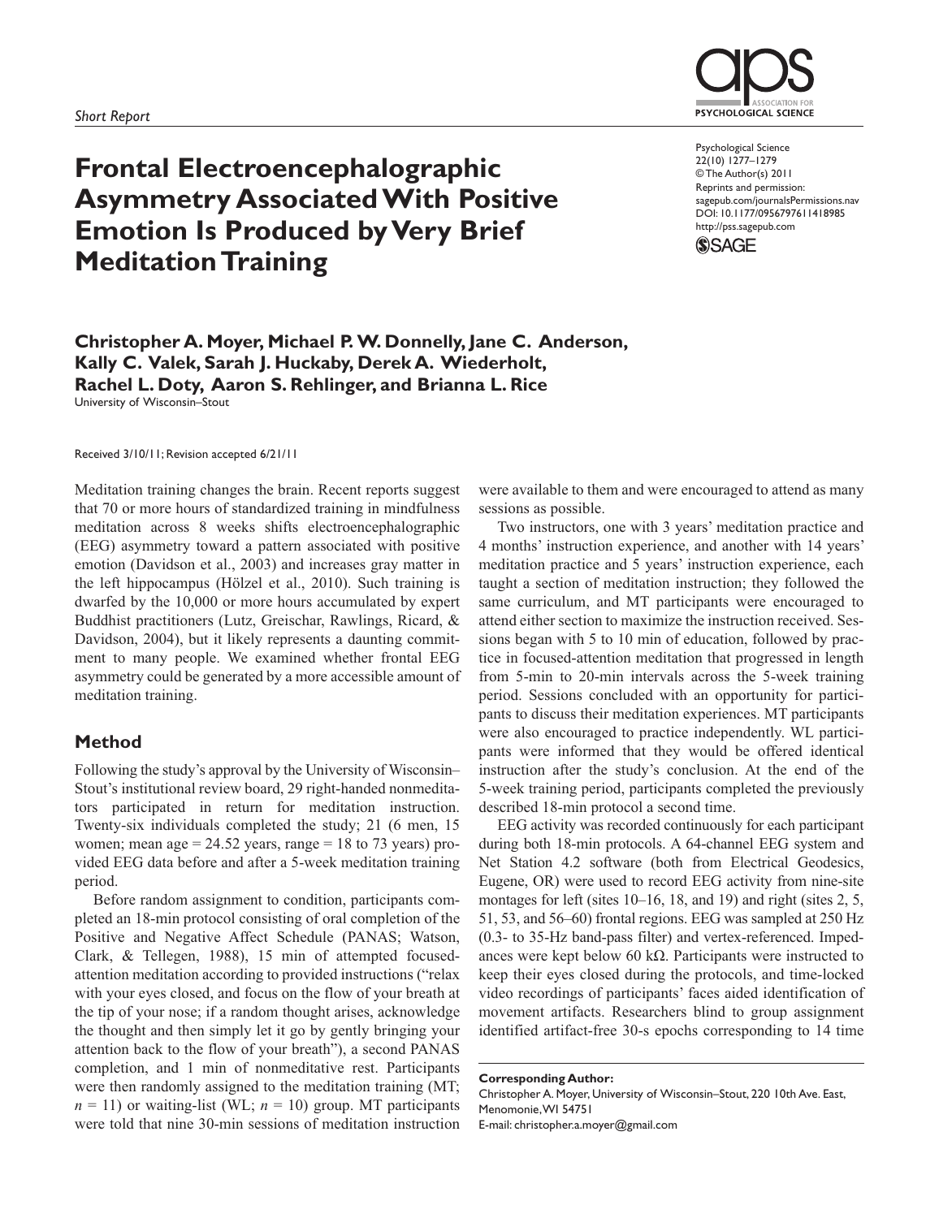*Short Report*

# Frontal Electroencephalographic Asymmetry Associated With Positive Emotion Is Produced by Very Brief Meditation Training

Psychological Science
22(10) 1277–1279
© The Author(s) 2011
Reprints and permission: sagepub.com/journalsPermissions.nav
DOI: 10.1177/0956797611418985
http://pss.sagepub.com

**Christopher A. Moyer, Michael P. W. Donnelly, Jane C. Anderson, Kally C. Valek, Sarah J. Huckaby, Derek A. Wiederholt, Rachel L. Doty, Aaron S. Rehlinger, and Brianna L. Rice**

University of Wisconsin–Stout

Received 3/10/11; Revision accepted 6/21/11

Meditation training changes the brain. Recent reports suggest that 70 or more hours of standardized training in mindfulness meditation across 8 weeks shifts electroencephalographic (EEG) asymmetry toward a pattern associated with positive emotion (Davidson et al., 2003) and increases gray matter in the left hippocampus (Hölzel et al., 2010). Such training is dwarfed by the 10,000 or more hours accumulated by expert Buddhist practitioners (Lutz, Greischar, Rawlings, Ricard, & Davidson, 2004), but it likely represents a daunting commitment to many people. We examined whether frontal EEG asymmetry could be generated by a more accessible amount of meditation training.

## Method

Following the study's approval by the University of Wisconsin–Stout's institutional review board, 29 right-handed nonmeditators participated in return for meditation instruction. Twenty-six individuals completed the study; 21 (6 men, 15 women; mean age = 24.52 years, range = 18 to 73 years) provided EEG data before and after a 5-week meditation training period.

Before random assignment to condition, participants completed an 18-min protocol consisting of oral completion of the Positive and Negative Affect Schedule (PANAS; Watson, Clark, & Tellegen, 1988), 15 min of attempted focused-attention meditation according to provided instructions ("relax with your eyes closed, and focus on the flow of your breath at the tip of your nose; if a random thought arises, acknowledge the thought and then simply let it go by gently bringing your attention back to the flow of your breath"), a second PANAS completion, and 1 min of nonmeditative rest. Participants were then randomly assigned to the meditation training (MT; $n = 11$) or waiting-list (WL; $n = 10$) group. MT participants were told that nine 30-min sessions of meditation instruction were available to them and were encouraged to attend as many sessions as possible.

Two instructors, one with 3 years' meditation practice and 4 months' instruction experience, and another with 14 years' meditation practice and 5 years' instruction experience, each taught a section of meditation instruction; they followed the same curriculum, and MT participants were encouraged to attend either section to maximize the instruction received. Sessions began with 5 to 10 min of education, followed by practice in focused-attention meditation that progressed in length from 5-min to 20-min intervals across the 5-week training period. Sessions concluded with an opportunity for participants to discuss their meditation experiences. MT participants were also encouraged to practice independently. WL participants were informed that they would be offered identical instruction after the study's conclusion. At the end of the 5-week training period, participants completed the previously described 18-min protocol a second time.

EEG activity was recorded continuously for each participant during both 18-min protocols. A 64-channel EEG system and Net Station 4.2 software (both from Electrical Geodesics, Eugene, OR) were used to record EEG activity from nine-site montages for left (sites 10–16, 18, and 19) and right (sites 2, 5, 51, 53, and 56–60) frontal regions. EEG was sampled at 250 Hz (0.3- to 35-Hz band-pass filter) and vertex-referenced. Impedances were kept below 60 kΩ. Participants were instructed to keep their eyes closed during the protocols, and time-locked video recordings of participants' faces aided identification of movement artifacts. Researchers blind to group assignment identified artifact-free 30-s epochs corresponding to 14 time

**Corresponding Author:**
Christopher A. Moyer, University of Wisconsin–Stout, 220 10th Ave. East, Menomonie, WI 54751
E-mail: christopher.a.moyer@gmail.com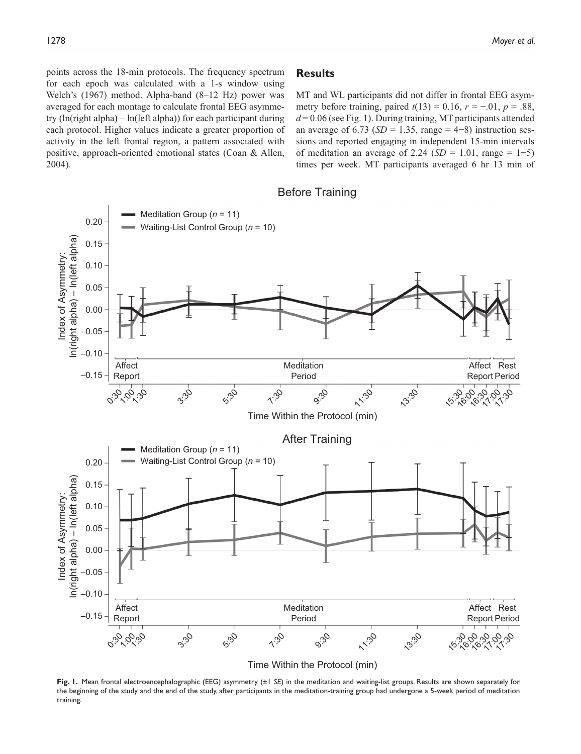points across the 18-min protocols. The frequency spectrum for each epoch was calculated with a 1-s window using Welch's (1967) method. Alpha-band (8–12 Hz) power was averaged for each montage to calculate frontal EEG asymmetry (ln(right alpha) – ln(left alpha)) for each participant during each protocol. Higher values indicate a greater proportion of activity in the left frontal region, a pattern associated with positive, approach-oriented emotional states (Coan & Allen, 2004).

## Results

MT and WL participants did not differ in frontal EEG asymmetry before training, paired $t(13) = 0.16$, $r = -.01$, $p = .88$, $d = 0.06$ (see Fig. 1). During training, MT participants attended an average of 6.73 ($SD = 1.35$, range = 4−8) instruction sessions and reported engaging in independent 15-min intervals of meditation an average of 2.24 ($SD = 1.01$, range = 1−5) times per week. MT participants averaged 6 hr 13 min of

**Fig. 1.** Mean frontal electroencephalographic (EEG) asymmetry (±1 *SE*) in the meditation and waiting-list groups. Results are shown separately for the beginning of the study and the end of the study, after participants in the meditation-training group had undergone a 5-week period of meditation training.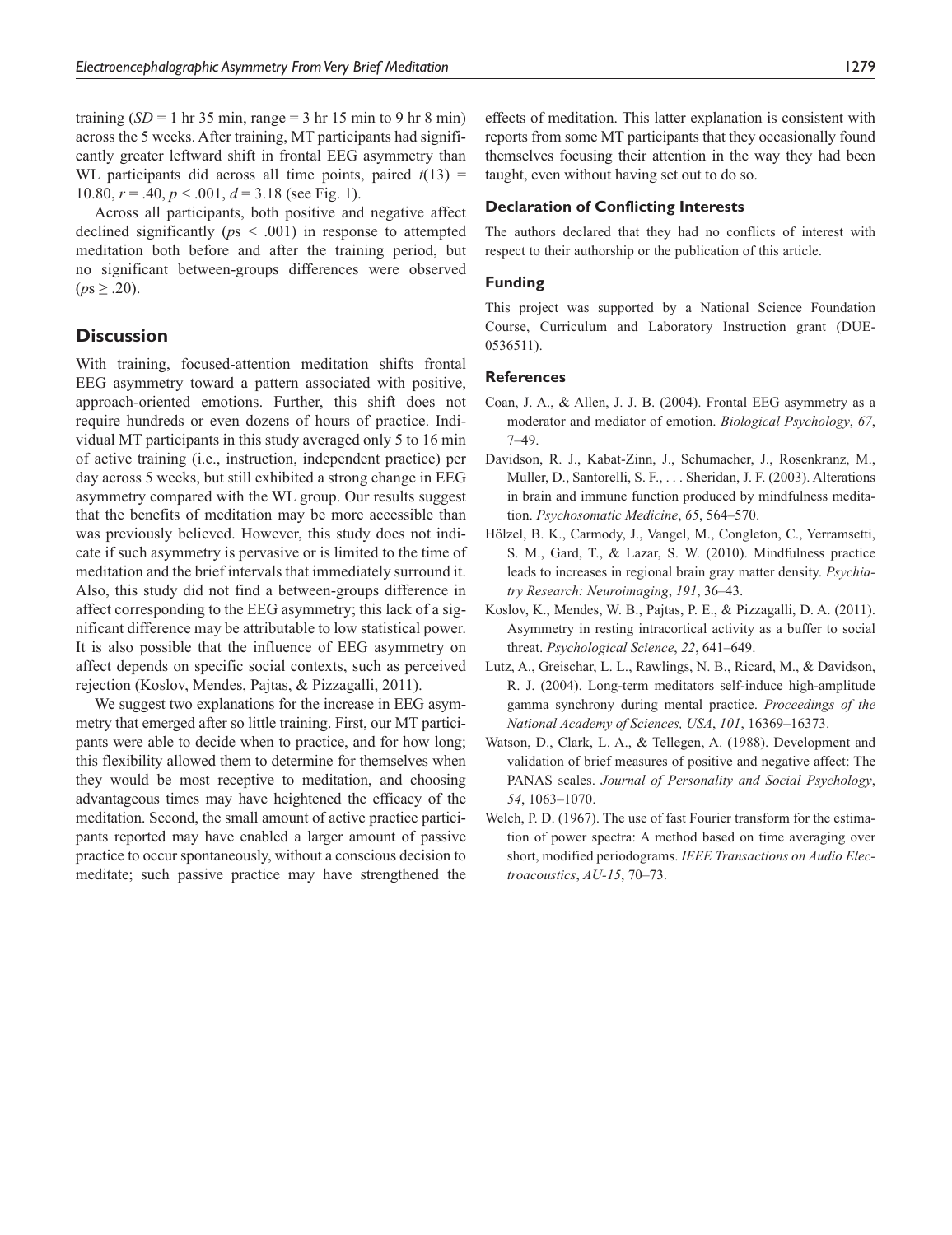training ($SD$ = 1 hr 35 min, range = 3 hr 15 min to 9 hr 8 min) across the 5 weeks. After training, MT participants had significantly greater leftward shift in frontal EEG asymmetry than WL participants did across all time points, paired $t(13)$ = 10.80, $r$ = .40, $p$ < .001, $d$ = 3.18 (see Fig. 1).

Across all participants, both positive and negative affect declined significantly ($p$s < .001) in response to attempted meditation both before and after the training period, but no significant between-groups differences were observed ($p$s ≥ .20).

## Discussion

With training, focused-attention meditation shifts frontal EEG asymmetry toward a pattern associated with positive, approach-oriented emotions. Further, this shift does not require hundreds or even dozens of hours of practice. Individual MT participants in this study averaged only 5 to 16 min of active training (i.e., instruction, independent practice) per day across 5 weeks, but still exhibited a strong change in EEG asymmetry compared with the WL group. Our results suggest that the benefits of meditation may be more accessible than was previously believed. However, this study does not indicate if such asymmetry is pervasive or is limited to the time of meditation and the brief intervals that immediately surround it. Also, this study did not find a between-groups difference in affect corresponding to the EEG asymmetry; this lack of a significant difference may be attributable to low statistical power. It is also possible that the influence of EEG asymmetry on affect depends on specific social contexts, such as perceived rejection (Koslov, Mendes, Pajtas, & Pizzagalli, 2011).

We suggest two explanations for the increase in EEG asymmetry that emerged after so little training. First, our MT participants were able to decide when to practice, and for how long; this flexibility allowed them to determine for themselves when they would be most receptive to meditation, and choosing advantageous times may have heightened the efficacy of the meditation. Second, the small amount of active practice participants reported may have enabled a larger amount of passive practice to occur spontaneously, without a conscious decision to meditate; such passive practice may have strengthened the effects of meditation. This latter explanation is consistent with reports from some MT participants that they occasionally found themselves focusing their attention in the way they had been taught, even without having set out to do so.

### Declaration of Conflicting Interests

The authors declared that they had no conflicts of interest with respect to their authorship or the publication of this article.

### Funding

This project was supported by a National Science Foundation Course, Curriculum and Laboratory Instruction grant (DUE-0536511).

### References

Coan, J. A., & Allen, J. J. B. (2004). Frontal EEG asymmetry as a moderator and mediator of emotion. *Biological Psychology*, *67*, 7–49.

Davidson, R. J., Kabat-Zinn, J., Schumacher, J., Rosenkranz, M., Muller, D., Santorelli, S. F., . . . Sheridan, J. F. (2003). Alterations in brain and immune function produced by mindfulness meditation. *Psychosomatic Medicine*, *65*, 564–570.

Hölzel, B. K., Carmody, J., Vangel, M., Congleton, C., Yerramsetti, S. M., Gard, T., & Lazar, S. W. (2010). Mindfulness practice leads to increases in regional brain gray matter density. *Psychiatry Research: Neuroimaging*, *191*, 36–43.

Koslov, K., Mendes, W. B., Pajtas, P. E., & Pizzagalli, D. A. (2011). Asymmetry in resting intracortical activity as a buffer to social threat. *Psychological Science*, *22*, 641–649.

Lutz, A., Greischar, L. L., Rawlings, N. B., Ricard, M., & Davidson, R. J. (2004). Long-term meditators self-induce high-amplitude gamma synchrony during mental practice. *Proceedings of the National Academy of Sciences, USA*, *101*, 16369–16373.

Watson, D., Clark, L. A., & Tellegen, A. (1988). Development and validation of brief measures of positive and negative affect: The PANAS scales. *Journal of Personality and Social Psychology*, *54*, 1063–1070.

Welch, P. D. (1967). The use of fast Fourier transform for the estimation of power spectra: A method based on time averaging over short, modified periodograms. *IEEE Transactions on Audio Electroacoustics*, *AU-15*, 70–73.